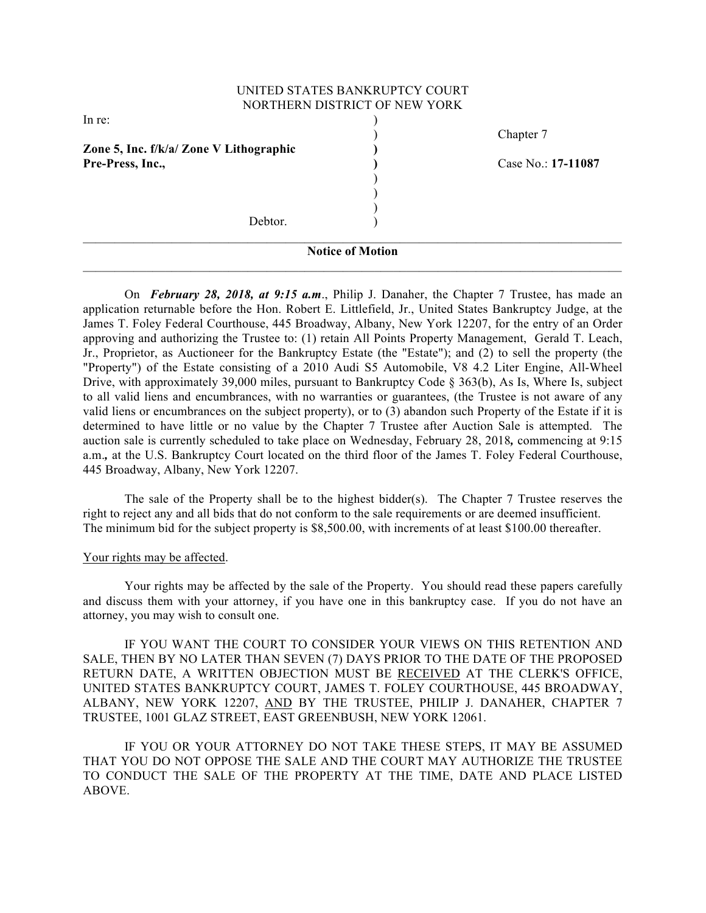UNITED STATES BANKRUPTCY COURT
NORTHERN DISTRICT OF NEW YORK

| | | |
|---|---|---|
| In re: | ) | |
| | ) | Chapter 7 |
| **Zone 5, Inc. f/k/a/ Zone V Lithographic** | **)** | |
| **Pre-Press, Inc.,** | **)** | Case No.: **17-11087** |
| | ) | |
| | ) | |
| | ) | |
| Debtor. | ) | |

---

**Notice of Motion**

---

On ***February 28, 2018, at 9:15 a.m***., Philip J. Danaher, the Chapter 7 Trustee, has made an application returnable before the Hon. Robert E. Littlefield, Jr., United States Bankruptcy Judge, at the James T. Foley Federal Courthouse, 445 Broadway, Albany, New York 12207, for the entry of an Order approving and authorizing the Trustee to: (1) retain All Points Property Management, Gerald T. Leach, Jr., Proprietor, as Auctioneer for the Bankruptcy Estate (the "Estate"); and (2) to sell the property (the "Property") of the Estate consisting of a 2010 Audi S5 Automobile, V8 4.2 Liter Engine, All-Wheel Drive, with approximately 39,000 miles, pursuant to Bankruptcy Code § 363(b), As Is, Where Is, subject to all valid liens and encumbrances, with no warranties or guarantees, (the Trustee is not aware of any valid liens or encumbrances on the subject property), or to (3) abandon such Property of the Estate if it is determined to have little or no value by the Chapter 7 Trustee after Auction Sale is attempted. The auction sale is currently scheduled to take place on Wednesday, February 28, 2018***,*** commencing at 9:15 a.m**.,** at the U.S. Bankruptcy Court located on the third floor of the James T. Foley Federal Courthouse, 445 Broadway, Albany, New York 12207.

The sale of the Property shall be to the highest bidder(s). The Chapter 7 Trustee reserves the right to reject any and all bids that do not conform to the sale requirements or are deemed insufficient. The minimum bid for the subject property is $8,500.00, with increments of at least $100.00 thereafter.

<u>Your rights may be affected</u>.

Your rights may be affected by the sale of the Property. You should read these papers carefully and discuss them with your attorney, if you have one in this bankruptcy case. If you do not have an attorney, you may wish to consult one.

IF YOU WANT THE COURT TO CONSIDER YOUR VIEWS ON THIS RETENTION AND SALE, THEN BY NO LATER THAN SEVEN (7) DAYS PRIOR TO THE DATE OF THE PROPOSED RETURN DATE, A WRITTEN OBJECTION MUST BE <u>RECEIVED</u> AT THE CLERK'S OFFICE, UNITED STATES BANKRUPTCY COURT, JAMES T. FOLEY COURTHOUSE, 445 BROADWAY, ALBANY, NEW YORK 12207, <u>AND</u> BY THE TRUSTEE, PHILIP J. DANAHER, CHAPTER 7 TRUSTEE, 1001 GLAZ STREET, EAST GREENBUSH, NEW YORK 12061.

IF YOU OR YOUR ATTORNEY DO NOT TAKE THESE STEPS, IT MAY BE ASSUMED THAT YOU DO NOT OPPOSE THE SALE AND THE COURT MAY AUTHORIZE THE TRUSTEE TO CONDUCT THE SALE OF THE PROPERTY AT THE TIME, DATE AND PLACE LISTED ABOVE.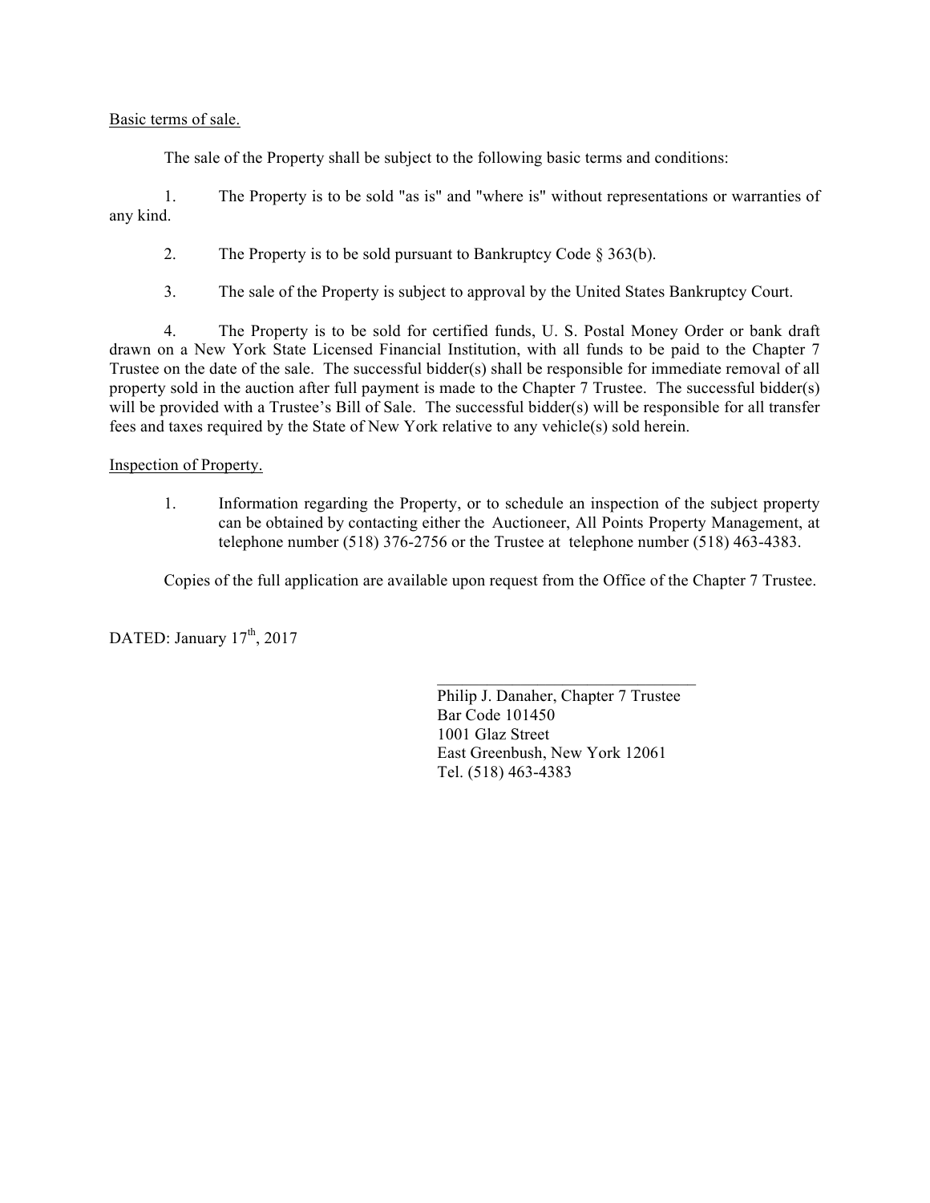Basic terms of sale.

The sale of the Property shall be subject to the following basic terms and conditions:

1. The Property is to be sold "as is" and "where is" without representations or warranties of any kind.

2. The Property is to be sold pursuant to Bankruptcy Code § 363(b).

3. The sale of the Property is subject to approval by the United States Bankruptcy Court.

4. The Property is to be sold for certified funds, U. S. Postal Money Order or bank draft drawn on a New York State Licensed Financial Institution, with all funds to be paid to the Chapter 7 Trustee on the date of the sale. The successful bidder(s) shall be responsible for immediate removal of all property sold in the auction after full payment is made to the Chapter 7 Trustee. The successful bidder(s) will be provided with a Trustee's Bill of Sale. The successful bidder(s) will be responsible for all transfer fees and taxes required by the State of New York relative to any vehicle(s) sold herein.

Inspection of Property.

1. Information regarding the Property, or to schedule an inspection of the subject property can be obtained by contacting either the Auctioneer, All Points Property Management, at telephone number (518) 376-2756 or the Trustee at telephone number (518) 463-4383.

Copies of the full application are available upon request from the Office of the Chapter 7 Trustee.

DATED: January 17th, 2017

\_\_\_\_\_\_\_\_\_\_\_\_\_\_\_\_\_\_\_\_\_\_\_\_\_\_\_\_\_\_\_\_

Philip J. Danaher, Chapter 7 Trustee
Bar Code 101450
1001 Glaz Street
East Greenbush, New York 12061
Tel. (518) 463-4383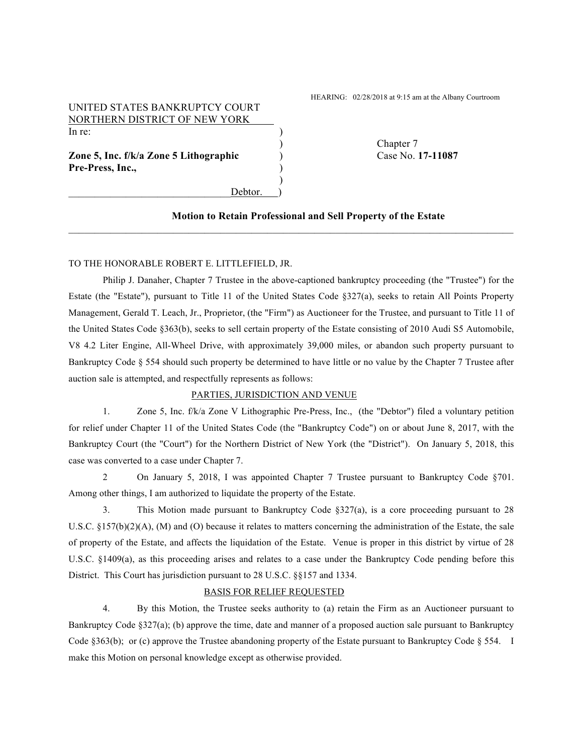HEARING: 02/28/2018 at 9:15 am at the Albany Courtroom

UNITED STATES BANKRUPTCY COURT
NORTHERN DISTRICT OF NEW YORK

In re:

**Zone 5, Inc. f/k/a Zone 5 Lithographic Pre-Press, Inc.,**

Debtor.

Chapter 7
Case No. **17-11087**

### Motion to Retain Professional and Sell Property of the Estate

TO THE HONORABLE ROBERT E. LITTLEFIELD, JR.

Philip J. Danaher, Chapter 7 Trustee in the above-captioned bankruptcy proceeding (the "Trustee") for the Estate (the "Estate"), pursuant to Title 11 of the United States Code §327(a), seeks to retain All Points Property Management, Gerald T. Leach, Jr., Proprietor, (the "Firm") as Auctioneer for the Trustee, and pursuant to Title 11 of the United States Code §363(b), seeks to sell certain property of the Estate consisting of 2010 Audi S5 Automobile, V8 4.2 Liter Engine, All-Wheel Drive, with approximately 39,000 miles, or abandon such property pursuant to Bankruptcy Code § 554 should such property be determined to have little or no value by the Chapter 7 Trustee after auction sale is attempted, and respectfully represents as follows:

PARTIES, JURISDICTION AND VENUE

1. Zone 5, Inc. f/k/a Zone V Lithographic Pre-Press, Inc., (the "Debtor") filed a voluntary petition for relief under Chapter 11 of the United States Code (the "Bankruptcy Code") on or about June 8, 2017, with the Bankruptcy Court (the "Court") for the Northern District of New York (the "District"). On January 5, 2018, this case was converted to a case under Chapter 7.

2 On January 5, 2018, I was appointed Chapter 7 Trustee pursuant to Bankruptcy Code §701. Among other things, I am authorized to liquidate the property of the Estate.

3. This Motion made pursuant to Bankruptcy Code §327(a), is a core proceeding pursuant to 28 U.S.C. §157(b)(2)(A), (M) and (O) because it relates to matters concerning the administration of the Estate, the sale of property of the Estate, and affects the liquidation of the Estate. Venue is proper in this district by virtue of 28 U.S.C. §1409(a), as this proceeding arises and relates to a case under the Bankruptcy Code pending before this District. This Court has jurisdiction pursuant to 28 U.S.C. §§157 and 1334.

BASIS FOR RELIEF REQUESTED

4. By this Motion, the Trustee seeks authority to (a) retain the Firm as an Auctioneer pursuant to Bankruptcy Code §327(a); (b) approve the time, date and manner of a proposed auction sale pursuant to Bankruptcy Code §363(b); or (c) approve the Trustee abandoning property of the Estate pursuant to Bankruptcy Code § 554. I make this Motion on personal knowledge except as otherwise provided.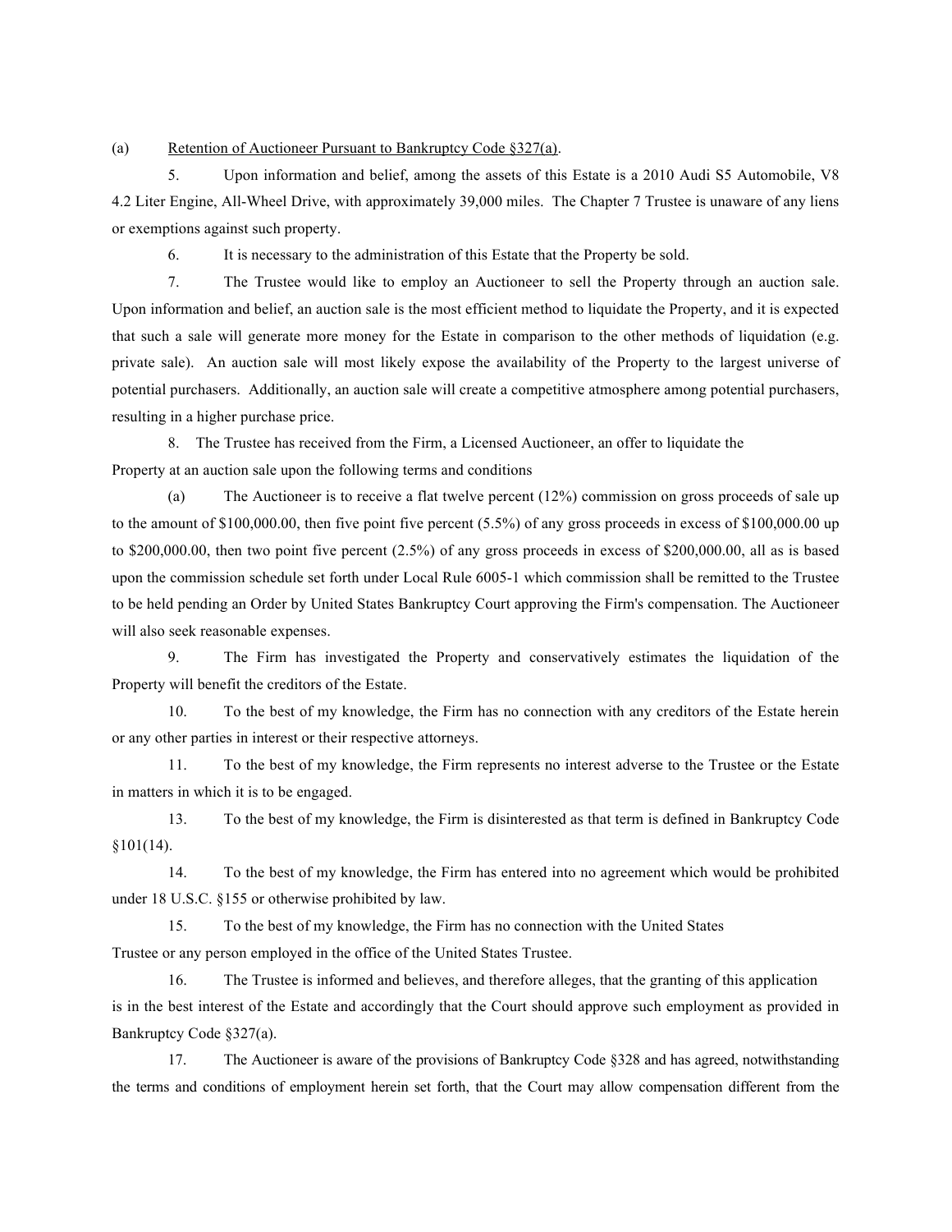(a) <u>Retention of Auctioneer Pursuant to Bankruptcy Code §327(a)</u>.

5. Upon information and belief, among the assets of this Estate is a 2010 Audi S5 Automobile, V8 4.2 Liter Engine, All-Wheel Drive, with approximately 39,000 miles. The Chapter 7 Trustee is unaware of any liens or exemptions against such property.

6. It is necessary to the administration of this Estate that the Property be sold.

7. The Trustee would like to employ an Auctioneer to sell the Property through an auction sale. Upon information and belief, an auction sale is the most efficient method to liquidate the Property, and it is expected that such a sale will generate more money for the Estate in comparison to the other methods of liquidation (e.g. private sale). An auction sale will most likely expose the availability of the Property to the largest universe of potential purchasers. Additionally, an auction sale will create a competitive atmosphere among potential purchasers, resulting in a higher purchase price.

8. The Trustee has received from the Firm, a Licensed Auctioneer, an offer to liquidate the Property at an auction sale upon the following terms and conditions

(a) The Auctioneer is to receive a flat twelve percent (12%) commission on gross proceeds of sale up to the amount of $100,000.00, then five point five percent (5.5%) of any gross proceeds in excess of $100,000.00 up to $200,000.00, then two point five percent (2.5%) of any gross proceeds in excess of $200,000.00, all as is based upon the commission schedule set forth under Local Rule 6005-1 which commission shall be remitted to the Trustee to be held pending an Order by United States Bankruptcy Court approving the Firm's compensation. The Auctioneer will also seek reasonable expenses.

9. The Firm has investigated the Property and conservatively estimates the liquidation of the Property will benefit the creditors of the Estate.

10. To the best of my knowledge, the Firm has no connection with any creditors of the Estate herein or any other parties in interest or their respective attorneys.

11. To the best of my knowledge, the Firm represents no interest adverse to the Trustee or the Estate in matters in which it is to be engaged.

13. To the best of my knowledge, the Firm is disinterested as that term is defined in Bankruptcy Code §101(14).

14. To the best of my knowledge, the Firm has entered into no agreement which would be prohibited under 18 U.S.C. §155 or otherwise prohibited by law.

15. To the best of my knowledge, the Firm has no connection with the United States Trustee or any person employed in the office of the United States Trustee.

16. The Trustee is informed and believes, and therefore alleges, that the granting of this application is in the best interest of the Estate and accordingly that the Court should approve such employment as provided in Bankruptcy Code §327(a).

17. The Auctioneer is aware of the provisions of Bankruptcy Code §328 and has agreed, notwithstanding the terms and conditions of employment herein set forth, that the Court may allow compensation different from the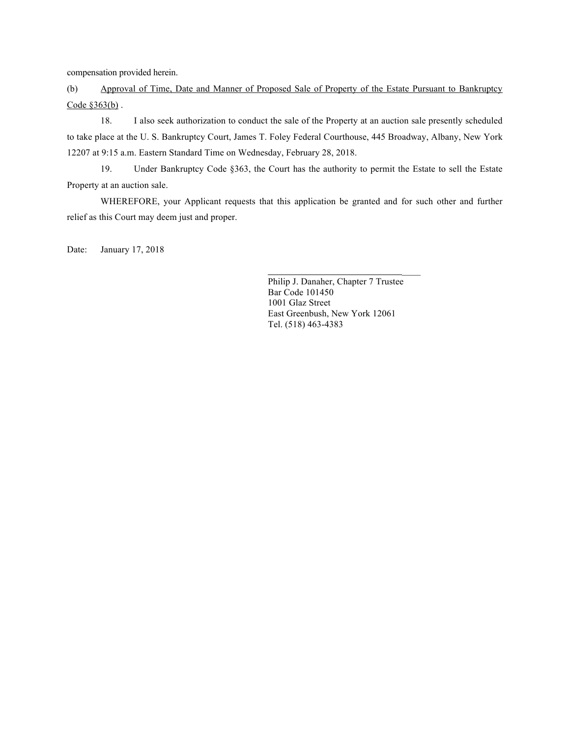compensation provided herein.

(b) Approval of Time, Date and Manner of Proposed Sale of Property of the Estate Pursuant to Bankruptcy Code §363(b) .

18. I also seek authorization to conduct the sale of the Property at an auction sale presently scheduled to take place at the U. S. Bankruptcy Court, James T. Foley Federal Courthouse, 445 Broadway, Albany, New York 12207 at 9:15 a.m. Eastern Standard Time on Wednesday, February 28, 2018.

19. Under Bankruptcy Code §363, the Court has the authority to permit the Estate to sell the Estate Property at an auction sale.

WHEREFORE, your Applicant requests that this application be granted and for such other and further relief as this Court may deem just and proper.

Date: January 17, 2018

\_\_\_\_\_\_\_\_\_\_\_\_\_\_\_\_\_\_\_\_\_\_\_\_\_\_\_\_\_\_\_\_\_\_

Philip J. Danaher, Chapter 7 Trustee
Bar Code 101450
1001 Glaz Street
East Greenbush, New York 12061
Tel. (518) 463-4383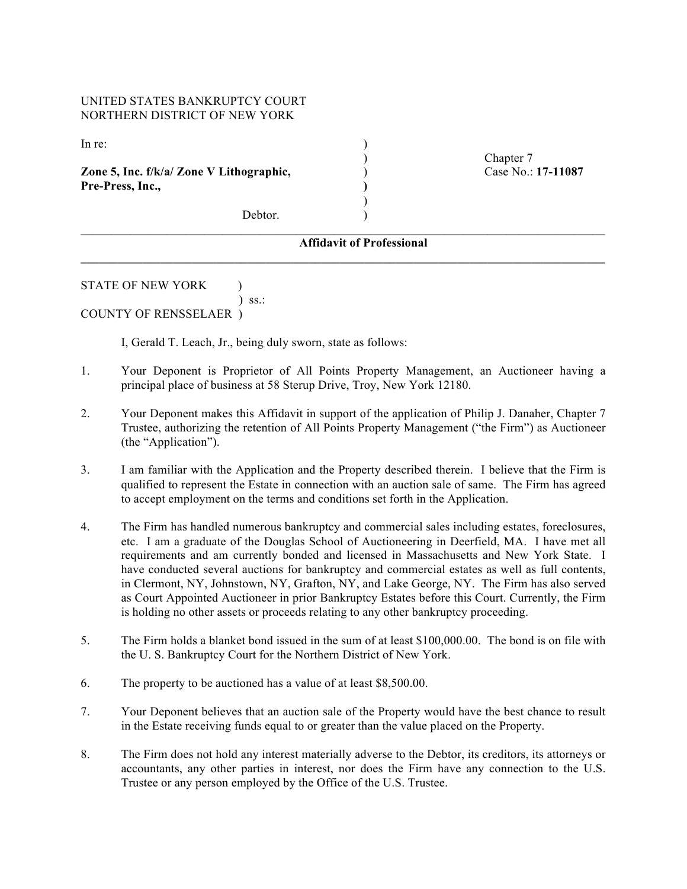UNITED STATES BANKRUPTCY COURT
NORTHERN DISTRICT OF NEW YORK

In re:

**Zone 5, Inc. f/k/a/ Zone V Lithographic, Pre-Press, Inc.,**

Debtor.

Chapter 7
Case No.: **17-11087**

---

**Affidavit of Professional**

---

STATE OF NEW YORK )
) ss.:
COUNTY OF RENSSELAER )

I, Gerald T. Leach, Jr., being duly sworn, state as follows:

1. Your Deponent is Proprietor of All Points Property Management, an Auctioneer having a principal place of business at 58 Sterup Drive, Troy, New York 12180.

2. Your Deponent makes this Affidavit in support of the application of Philip J. Danaher, Chapter 7 Trustee, authorizing the retention of All Points Property Management ("the Firm") as Auctioneer (the "Application").

3. I am familiar with the Application and the Property described therein. I believe that the Firm is qualified to represent the Estate in connection with an auction sale of same. The Firm has agreed to accept employment on the terms and conditions set forth in the Application.

4. The Firm has handled numerous bankruptcy and commercial sales including estates, foreclosures, etc. I am a graduate of the Douglas School of Auctioneering in Deerfield, MA. I have met all requirements and am currently bonded and licensed in Massachusetts and New York State. I have conducted several auctions for bankruptcy and commercial estates as well as full contents, in Clermont, NY, Johnstown, NY, Grafton, NY, and Lake George, NY. The Firm has also served as Court Appointed Auctioneer in prior Bankruptcy Estates before this Court. Currently, the Firm is holding no other assets or proceeds relating to any other bankruptcy proceeding.

5. The Firm holds a blanket bond issued in the sum of at least $100,000.00. The bond is on file with the U. S. Bankruptcy Court for the Northern District of New York.

6. The property to be auctioned has a value of at least $8,500.00.

7. Your Deponent believes that an auction sale of the Property would have the best chance to result in the Estate receiving funds equal to or greater than the value placed on the Property.

8. The Firm does not hold any interest materially adverse to the Debtor, its creditors, its attorneys or accountants, any other parties in interest, nor does the Firm have any connection to the U.S. Trustee or any person employed by the Office of the U.S. Trustee.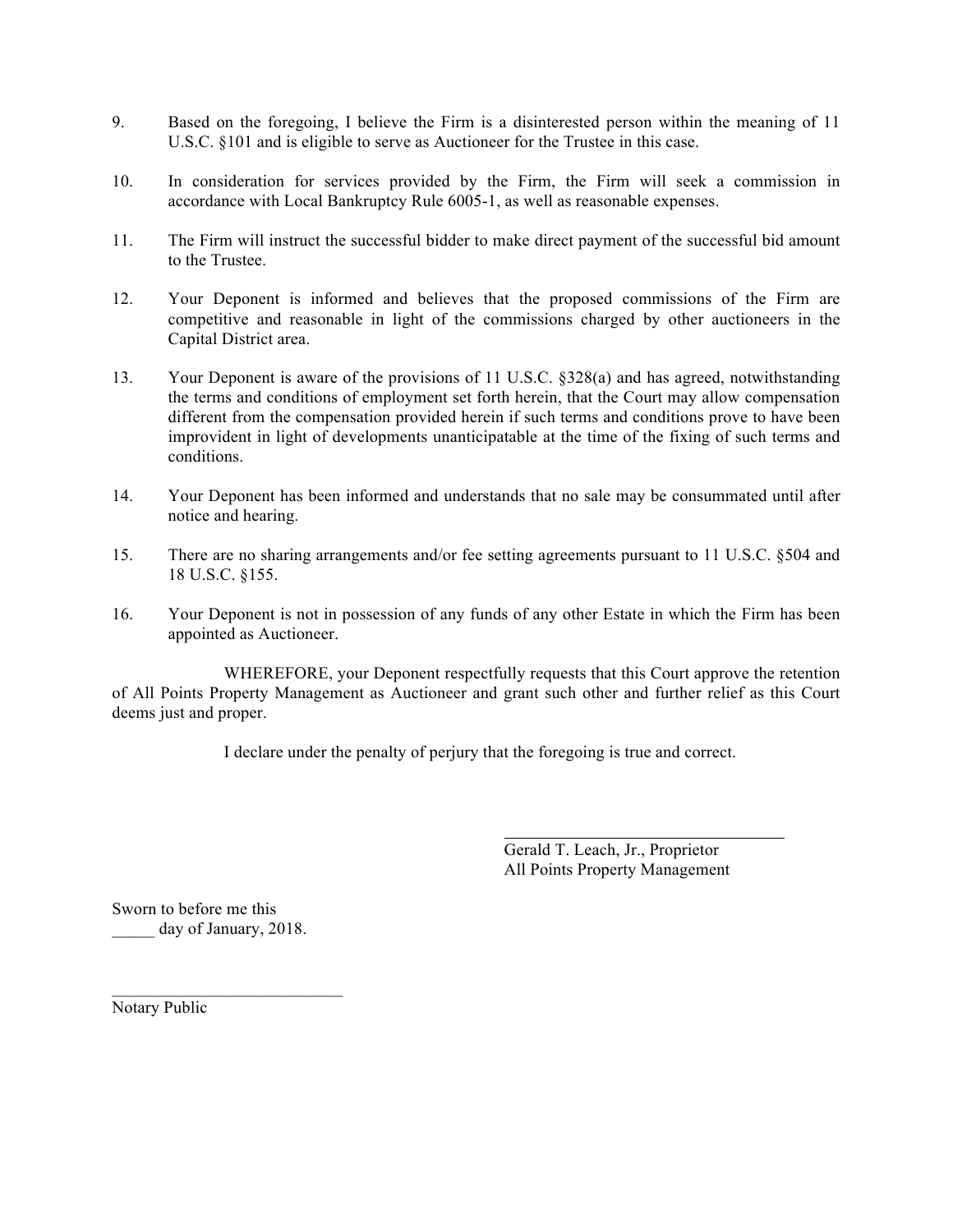9. Based on the foregoing, I believe the Firm is a disinterested person within the meaning of 11 U.S.C. §101 and is eligible to serve as Auctioneer for the Trustee in this case.

10. In consideration for services provided by the Firm, the Firm will seek a commission in accordance with Local Bankruptcy Rule 6005-1, as well as reasonable expenses.

11. The Firm will instruct the successful bidder to make direct payment of the successful bid amount to the Trustee.

12. Your Deponent is informed and believes that the proposed commissions of the Firm are competitive and reasonable in light of the commissions charged by other auctioneers in the Capital District area.

13. Your Deponent is aware of the provisions of 11 U.S.C. §328(a) and has agreed, notwithstanding the terms and conditions of employment set forth herein, that the Court may allow compensation different from the compensation provided herein if such terms and conditions prove to have been improvident in light of developments unanticipatable at the time of the fixing of such terms and conditions.

14. Your Deponent has been informed and understands that no sale may be consummated until after notice and hearing.

15. There are no sharing arrangements and/or fee setting agreements pursuant to 11 U.S.C. §504 and 18 U.S.C. §155.

16. Your Deponent is not in possession of any funds of any other Estate in which the Firm has been appointed as Auctioneer.

WHEREFORE, your Deponent respectfully requests that this Court approve the retention of All Points Property Management as Auctioneer and grant such other and further relief as this Court deems just and proper.

I declare under the penalty of perjury that the foregoing is true and correct.

\_\_\_\_\_\_\_\_\_\_\_\_\_\_\_\_\_\_\_\_\_\_\_\_\_\_\_\_\_\_\_\_\_\_
Gerald T. Leach, Jr., Proprietor
All Points Property Management

Sworn to before me this
_____ day of January, 2018.

\_\_\_\_\_\_\_\_\_\_\_\_\_\_\_\_\_\_\_\_\_\_\_\_\_\_\_\_\_\_
Notary Public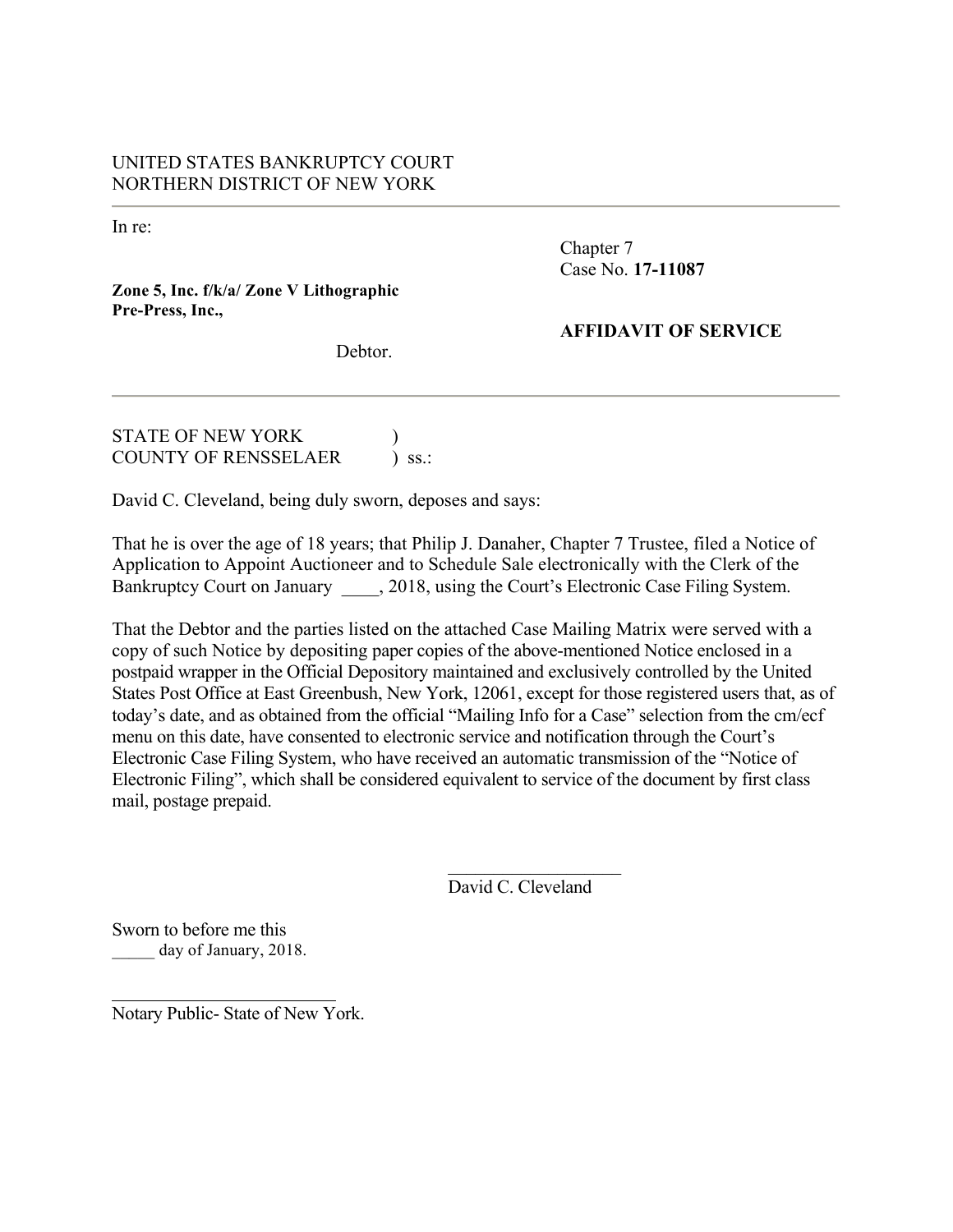UNITED STATES BANKRUPTCY COURT
NORTHERN DISTRICT OF NEW YORK

---

In re:

**Zone 5, Inc. f/k/a/ Zone V Lithographic Pre-Press, Inc.,**

Debtor.

Chapter 7
Case No. **17-11087**

**AFFIDAVIT OF SERVICE**

---

STATE OF NEW YORK )
COUNTY OF RENSSELAER ) ss.:

David C. Cleveland, being duly sworn, deposes and says:

That he is over the age of 18 years; that Philip J. Danaher, Chapter 7 Trustee, filed a Notice of Application to Appoint Auctioneer and to Schedule Sale electronically with the Clerk of the Bankruptcy Court on January ____, 2018, using the Court's Electronic Case Filing System.

That the Debtor and the parties listed on the attached Case Mailing Matrix were served with a copy of such Notice by depositing paper copies of the above-mentioned Notice enclosed in a postpaid wrapper in the Official Depository maintained and exclusively controlled by the United States Post Office at East Greenbush, New York, 12061, except for those registered users that, as of today's date, and as obtained from the official "Mailing Info for a Case" selection from the cm/ecf menu on this date, have consented to electronic service and notification through the Court's Electronic Case Filing System, who have received an automatic transmission of the "Notice of Electronic Filing", which shall be considered equivalent to service of the document by first class mail, postage prepaid.

___________________
David C. Cleveland

Sworn to before me this
_____ day of January, 2018.

_________________________
Notary Public- State of New York.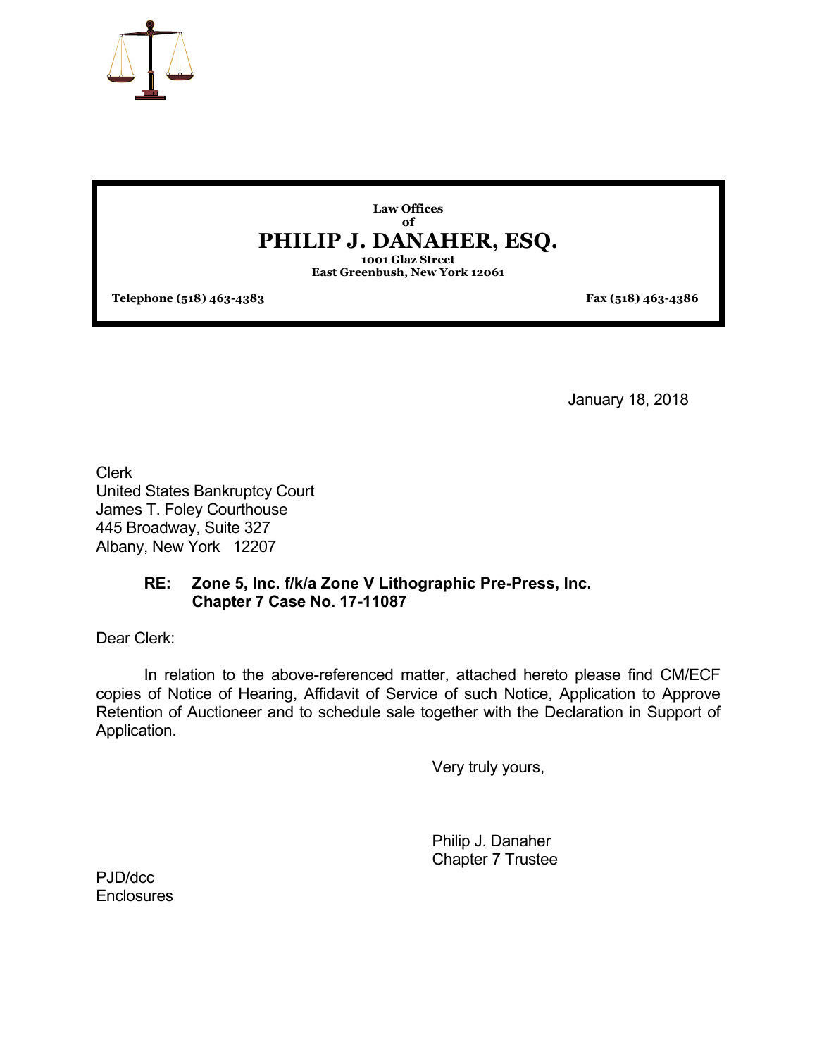**Law Offices**
**of**
**PHILIP J. DANAHER, ESQ.**
**1001 Glaz Street**
**East Greenbush, New York 12061**

**Telephone (518) 463-4383** **Fax (518) 463-4386**

January 18, 2018

Clerk
United States Bankruptcy Court
James T. Foley Courthouse
445 Broadway, Suite 327
Albany, New York 12207

**RE: Zone 5, Inc. f/k/a Zone V Lithographic Pre-Press, Inc.**
**Chapter 7 Case No. 17-11087**

Dear Clerk:

In relation to the above-referenced matter, attached hereto please find CM/ECF copies of Notice of Hearing, Affidavit of Service of such Notice, Application to Approve Retention of Auctioneer and to schedule sale together with the Declaration in Support of Application.

Very truly yours,

Philip J. Danaher
Chapter 7 Trustee

PJD/dcc
Enclosures